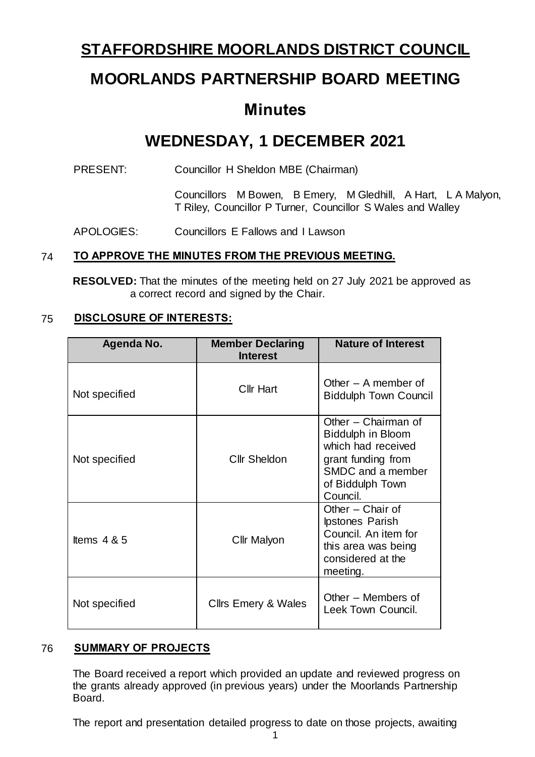# STAFFORDSHIRE MOORLANDS DISTRICT COUNCIL

# MOORLANDS PARTNERSHIP BOARD MEETING

# Minutes

# WEDNESDAY, 1 DECEMBER 2021

PRESENT: Councillor H Sheldon MBE (Chairman)

Councillors M Bowen, B Emery, M Gledhill, A Hart, L A Malyon, T Riley, Councillor P Turner, Councillor S Wales and Walley

APOLOGIES: Councillors E Fallows and I Lawson

## 74 TO APPROVE THE MINUTES FROM THE PREVIOUS MEETING.

**RESOLVED:** That the minutes of the meeting held on 27 July 2021 be approved as a correct record and signed by the Chair.

## 75 DISCLOSURE OF INTERESTS:

| Agenda No. | Member Declaring Interest | Nature of Interest |
| --- | --- | --- |
| Not specified | Cllr Hart | Other – A member of Biddulph Town Council |
| Not specified | Cllr Sheldon | Other – Chairman of Biddulph in Bloom which had received grant funding from SMDC and a member of Biddulph Town Council. |
| Items 4 & 5 | Cllr Malyon | Other – Chair of Ipstones Parish Council. An item for this area was being considered at the meeting. |
| Not specified | Cllrs Emery & Wales | Other – Members of Leek Town Council. |

## 76 SUMMARY OF PROJECTS

The Board received a report which provided an update and reviewed progress on the grants already approved (in previous years) under the Moorlands Partnership Board.

The report and presentation detailed progress to date on those projects, awaiting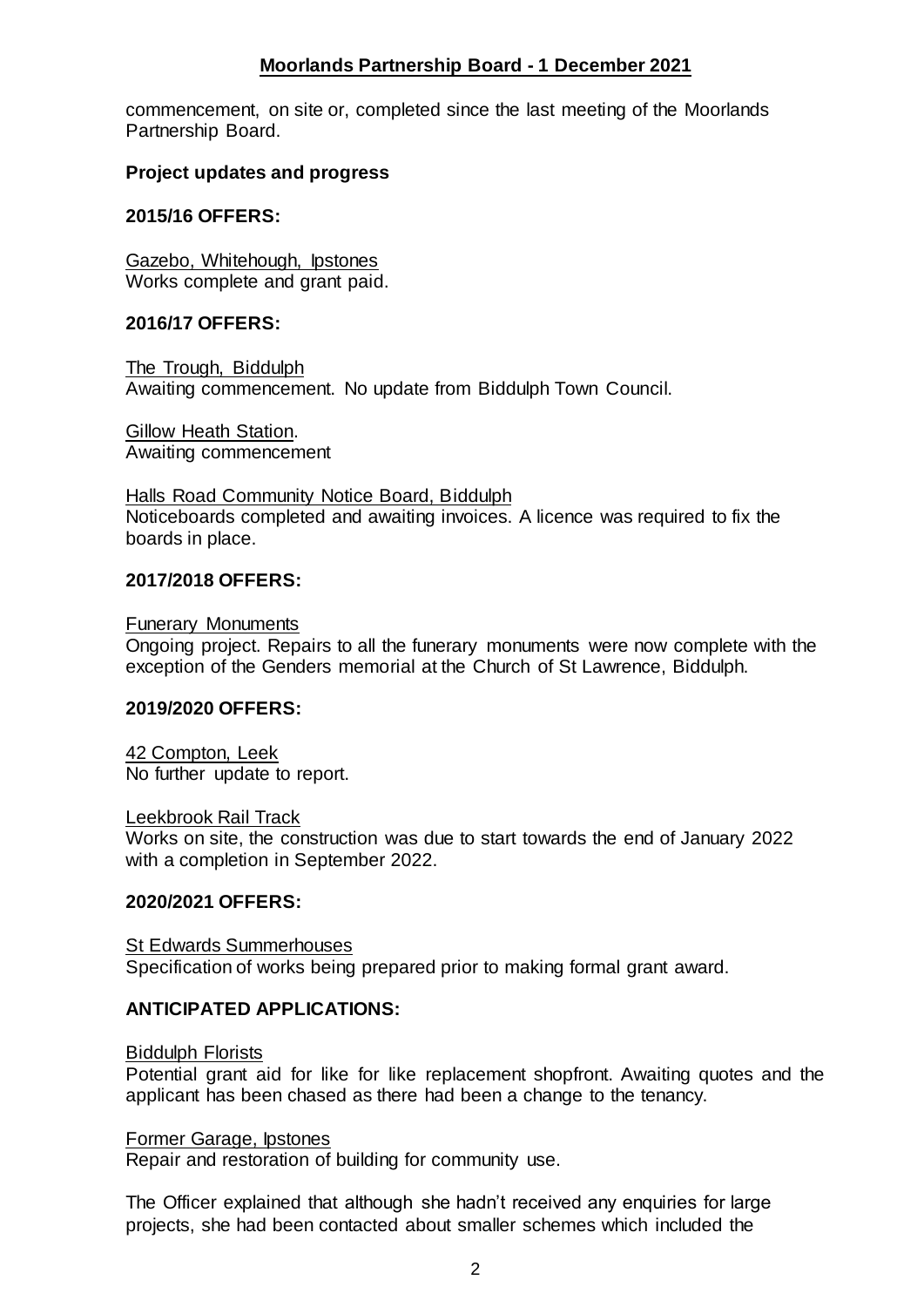commencement, on site or, completed since the last meeting of the Moorlands Partnership Board.

**Project updates and progress**

**2015/16 OFFERS:**

Gazebo, Whitehough, Ipstones
Works complete and grant paid.

**2016/17 OFFERS:**

The Trough, Biddulph
Awaiting commencement. No update from Biddulph Town Council.

Gillow Heath Station.
Awaiting commencement

Halls Road Community Notice Board, Biddulph
Noticeboards completed and awaiting invoices. A licence was required to fix the boards in place.

**2017/2018 OFFERS:**

Funerary Monuments
Ongoing project. Repairs to all the funerary monuments were now complete with the exception of the Genders memorial at the Church of St Lawrence, Biddulph.

**2019/2020 OFFERS:**

42 Compton, Leek
No further update to report.

Leekbrook Rail Track
Works on site, the construction was due to start towards the end of January 2022 with a completion in September 2022.

**2020/2021 OFFERS:**

St Edwards Summerhouses
Specification of works being prepared prior to making formal grant award.

**ANTICIPATED APPLICATIONS:**

Biddulph Florists
Potential grant aid for like for like replacement shopfront. Awaiting quotes and the applicant has been chased as there had been a change to the tenancy.

Former Garage, Ipstones
Repair and restoration of building for community use.

The Officer explained that although she hadn't received any enquiries for large projects, she had been contacted about smaller schemes which included the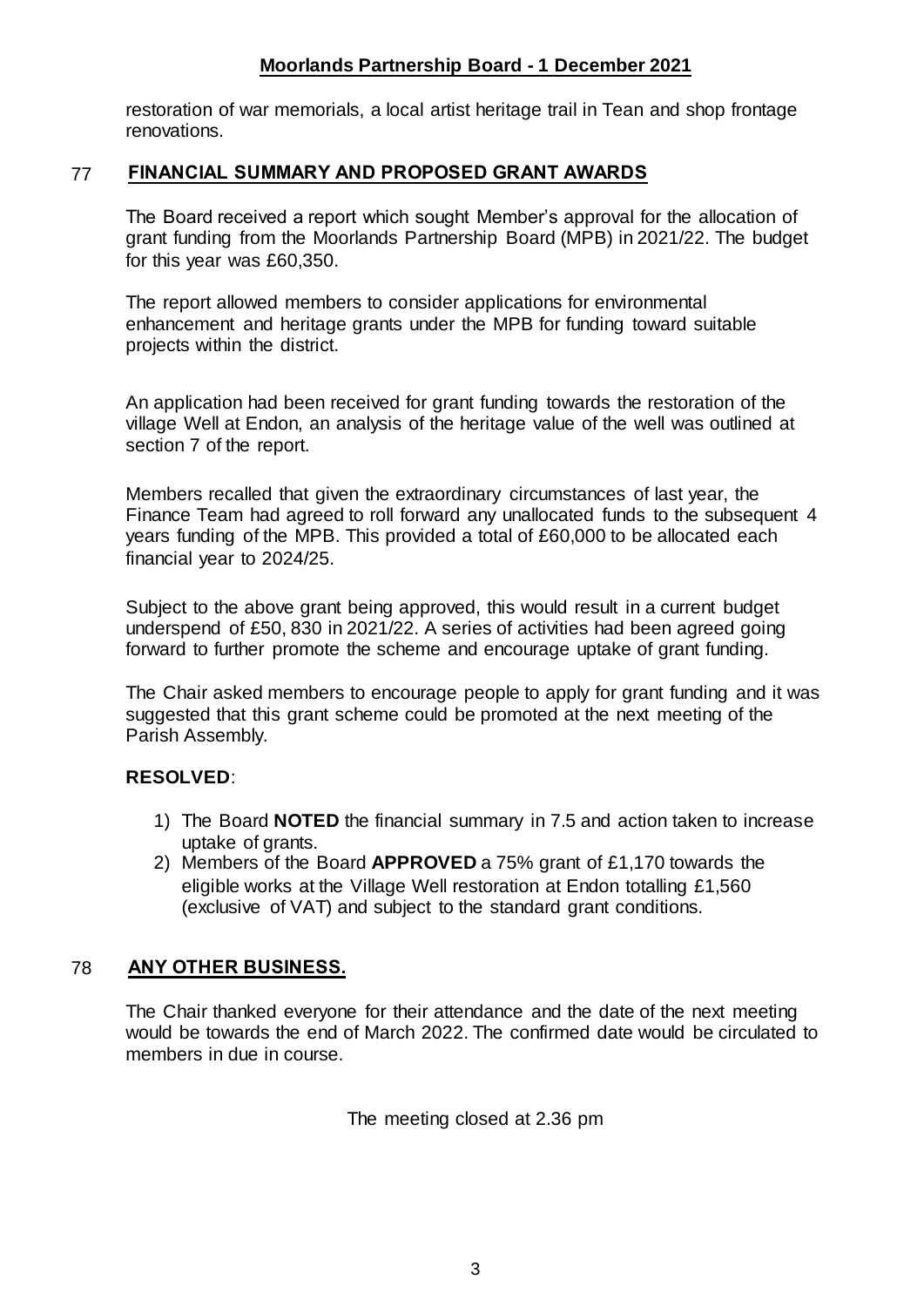restoration of war memorials, a local artist heritage trail in Tean and shop frontage renovations.

## 77 FINANCIAL SUMMARY AND PROPOSED GRANT AWARDS

The Board received a report which sought Member's approval for the allocation of grant funding from the Moorlands Partnership Board (MPB) in 2021/22. The budget for this year was £60,350.

The report allowed members to consider applications for environmental enhancement and heritage grants under the MPB for funding toward suitable projects within the district.

An application had been received for grant funding towards the restoration of the village Well at Endon, an analysis of the heritage value of the well was outlined at section 7 of the report.

Members recalled that given the extraordinary circumstances of last year, the Finance Team had agreed to roll forward any unallocated funds to the subsequent 4 years funding of the MPB. This provided a total of £60,000 to be allocated each financial year to 2024/25.

Subject to the above grant being approved, this would result in a current budget underspend of £50, 830 in 2021/22. A series of activities had been agreed going forward to further promote the scheme and encourage uptake of grant funding.

The Chair asked members to encourage people to apply for grant funding and it was suggested that this grant scheme could be promoted at the next meeting of the Parish Assembly.

**RESOLVED**:

1) The Board **NOTED** the financial summary in 7.5 and action taken to increase uptake of grants.
2) Members of the Board **APPROVED** a 75% grant of £1,170 towards the eligible works at the Village Well restoration at Endon totalling £1,560 (exclusive of VAT) and subject to the standard grant conditions.

## 78 ANY OTHER BUSINESS.

The Chair thanked everyone for their attendance and the date of the next meeting would be towards the end of March 2022. The confirmed date would be circulated to members in due in course.

The meeting closed at 2.36 pm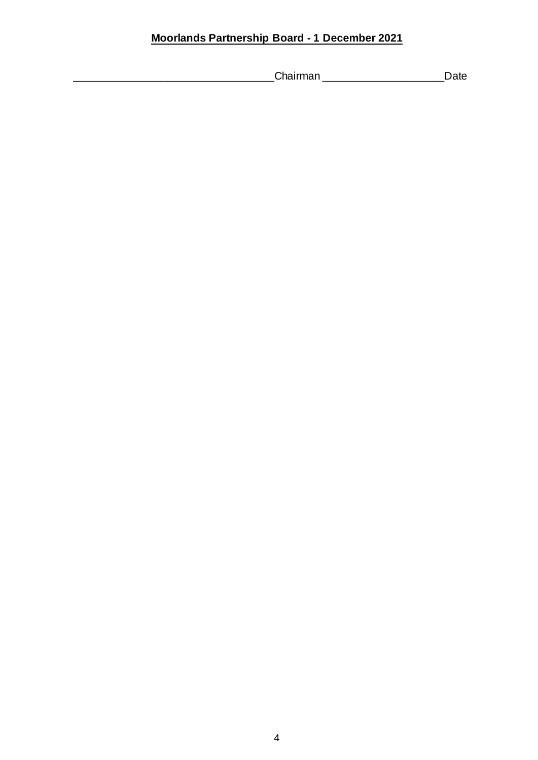_________________________________Chairman ____________________Date